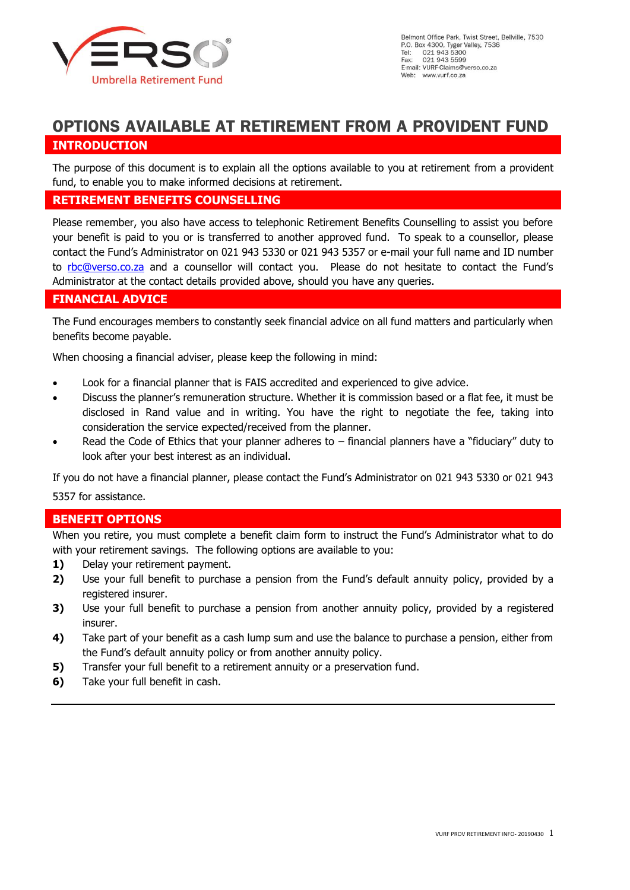VERSO Umbrella Retirement Fund

Belmont Office Park, Twist Street, Bellville, 7530
P.O. Box 4300, Tyger Valley, 7536
Tel: 021 943 5300
Fax: 021 943 5599
E-mail: VURF-Claims@verso.co.za
Web: www.vurf.co.za

# OPTIONS AVAILABLE AT RETIREMENT FROM A PROVIDENT FUND

## INTRODUCTION

The purpose of this document is to explain all the options available to you at retirement from a provident fund, to enable you to make informed decisions at retirement.

## RETIREMENT BENEFITS COUNSELLING

Please remember, you also have access to telephonic Retirement Benefits Counselling to assist you before your benefit is paid to you or is transferred to another approved fund. To speak to a counsellor, please contact the Fund's Administrator on 021 943 5330 or 021 943 5357 or e-mail your full name and ID number to rbc@verso.co.za and a counsellor will contact you. Please do not hesitate to contact the Fund's Administrator at the contact details provided above, should you have any queries.

## FINANCIAL ADVICE

The Fund encourages members to constantly seek financial advice on all fund matters and particularly when benefits become payable.

When choosing a financial adviser, please keep the following in mind:

- Look for a financial planner that is FAIS accredited and experienced to give advice.
- Discuss the planner's remuneration structure. Whether it is commission based or a flat fee, it must be disclosed in Rand value and in writing. You have the right to negotiate the fee, taking into consideration the service expected/received from the planner.
- Read the Code of Ethics that your planner adheres to – financial planners have a "fiduciary" duty to look after your best interest as an individual.

If you do not have a financial planner, please contact the Fund's Administrator on 021 943 5330 or 021 943 5357 for assistance.

## BENEFIT OPTIONS

When you retire, you must complete a benefit claim form to instruct the Fund's Administrator what to do with your retirement savings. The following options are available to you:

**1)** Delay your retirement payment.
**2)** Use your full benefit to purchase a pension from the Fund's default annuity policy, provided by a registered insurer.
**3)** Use your full benefit to purchase a pension from another annuity policy, provided by a registered insurer.
**4)** Take part of your benefit as a cash lump sum and use the balance to purchase a pension, either from the Fund's default annuity policy or from another annuity policy.
**5)** Transfer your full benefit to a retirement annuity or a preservation fund.
**6)** Take your full benefit in cash.

---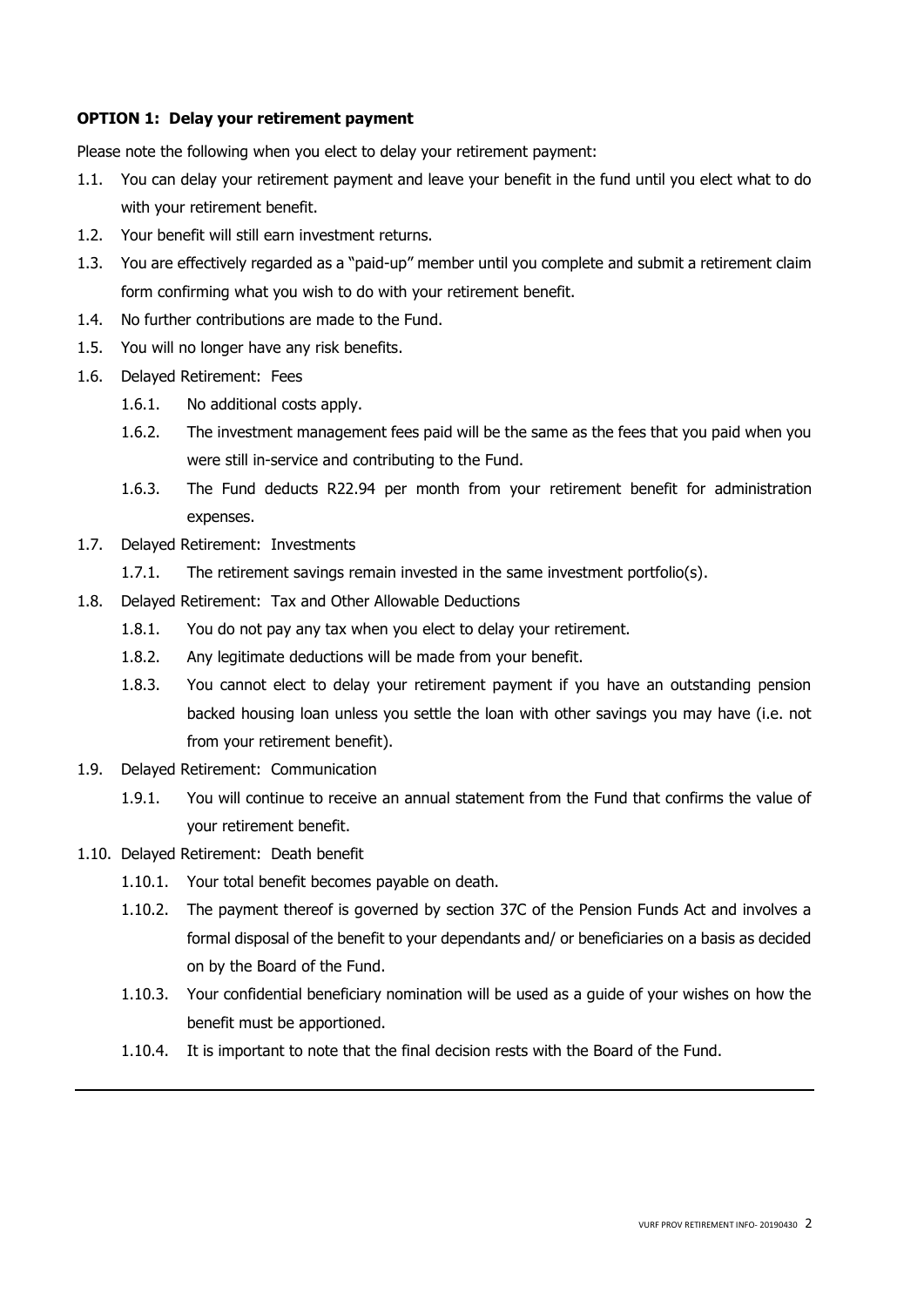**OPTION 1: Delay your retirement payment**

Please note the following when you elect to delay your retirement payment:

1.1. You can delay your retirement payment and leave your benefit in the fund until you elect what to do with your retirement benefit.

1.2. Your benefit will still earn investment returns.

1.3. You are effectively regarded as a "paid-up" member until you complete and submit a retirement claim form confirming what you wish to do with your retirement benefit.

1.4. No further contributions are made to the Fund.

1.5. You will no longer have any risk benefits.

1.6. Delayed Retirement: Fees

  1.6.1. No additional costs apply.

  1.6.2. The investment management fees paid will be the same as the fees that you paid when you were still in-service and contributing to the Fund.

  1.6.3. The Fund deducts R22.94 per month from your retirement benefit for administration expenses.

1.7. Delayed Retirement: Investments

  1.7.1. The retirement savings remain invested in the same investment portfolio(s).

1.8. Delayed Retirement: Tax and Other Allowable Deductions

  1.8.1. You do not pay any tax when you elect to delay your retirement.

  1.8.2. Any legitimate deductions will be made from your benefit.

  1.8.3. You cannot elect to delay your retirement payment if you have an outstanding pension backed housing loan unless you settle the loan with other savings you may have (i.e. not from your retirement benefit).

1.9. Delayed Retirement: Communication

  1.9.1. You will continue to receive an annual statement from the Fund that confirms the value of your retirement benefit.

1.10. Delayed Retirement: Death benefit

  1.10.1. Your total benefit becomes payable on death.

  1.10.2. The payment thereof is governed by section 37C of the Pension Funds Act and involves a formal disposal of the benefit to your dependants and/ or beneficiaries on a basis as decided on by the Board of the Fund.

  1.10.3. Your confidential beneficiary nomination will be used as a guide of your wishes on how the benefit must be apportioned.

  1.10.4. It is important to note that the final decision rests with the Board of the Fund.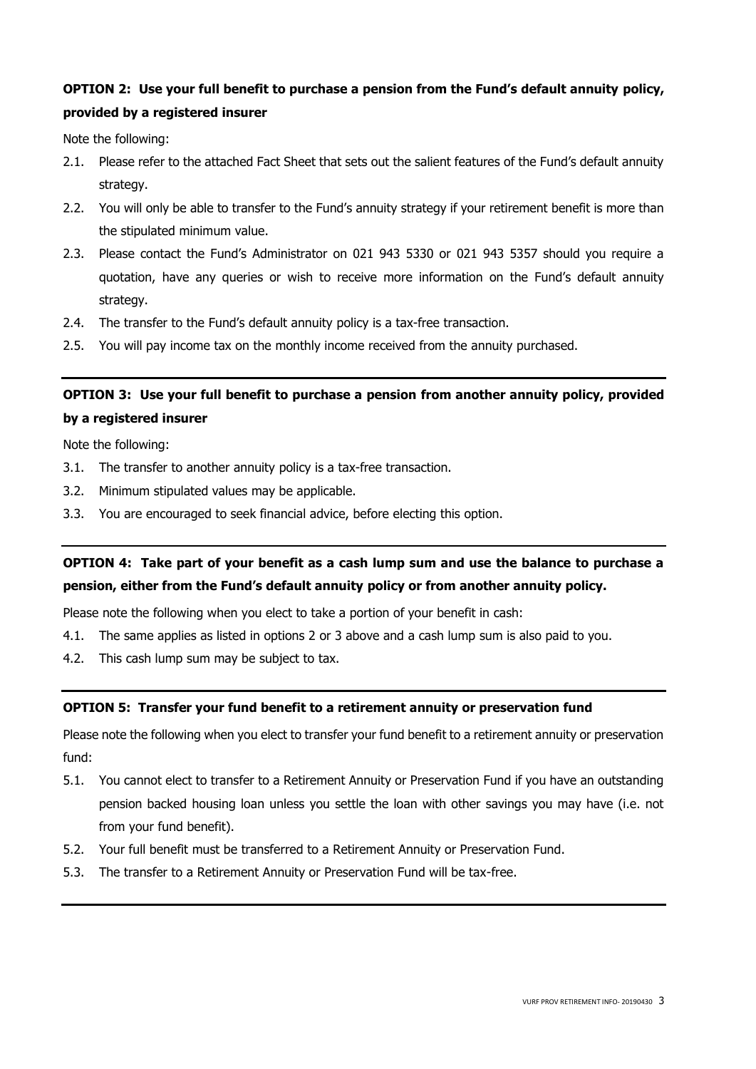**OPTION 2: Use your full benefit to purchase a pension from the Fund's default annuity policy, provided by a registered insurer**

Note the following:

2.1. Please refer to the attached Fact Sheet that sets out the salient features of the Fund's default annuity strategy.

2.2. You will only be able to transfer to the Fund's annuity strategy if your retirement benefit is more than the stipulated minimum value.

2.3. Please contact the Fund's Administrator on 021 943 5330 or 021 943 5357 should you require a quotation, have any queries or wish to receive more information on the Fund's default annuity strategy.

2.4. The transfer to the Fund's default annuity policy is a tax-free transaction.

2.5. You will pay income tax on the monthly income received from the annuity purchased.

---

**OPTION 3: Use your full benefit to purchase a pension from another annuity policy, provided by a registered insurer**

Note the following:

3.1. The transfer to another annuity policy is a tax-free transaction.

3.2. Minimum stipulated values may be applicable.

3.3. You are encouraged to seek financial advice, before electing this option.

---

**OPTION 4: Take part of your benefit as a cash lump sum and use the balance to purchase a pension, either from the Fund's default annuity policy or from another annuity policy.**

Please note the following when you elect to take a portion of your benefit in cash:

4.1. The same applies as listed in options 2 or 3 above and a cash lump sum is also paid to you.

4.2. This cash lump sum may be subject to tax.

---

**OPTION 5: Transfer your fund benefit to a retirement annuity or preservation fund**

Please note the following when you elect to transfer your fund benefit to a retirement annuity or preservation fund:

5.1. You cannot elect to transfer to a Retirement Annuity or Preservation Fund if you have an outstanding pension backed housing loan unless you settle the loan with other savings you may have (i.e. not from your fund benefit).

5.2. Your full benefit must be transferred to a Retirement Annuity or Preservation Fund.

5.3. The transfer to a Retirement Annuity or Preservation Fund will be tax-free.

---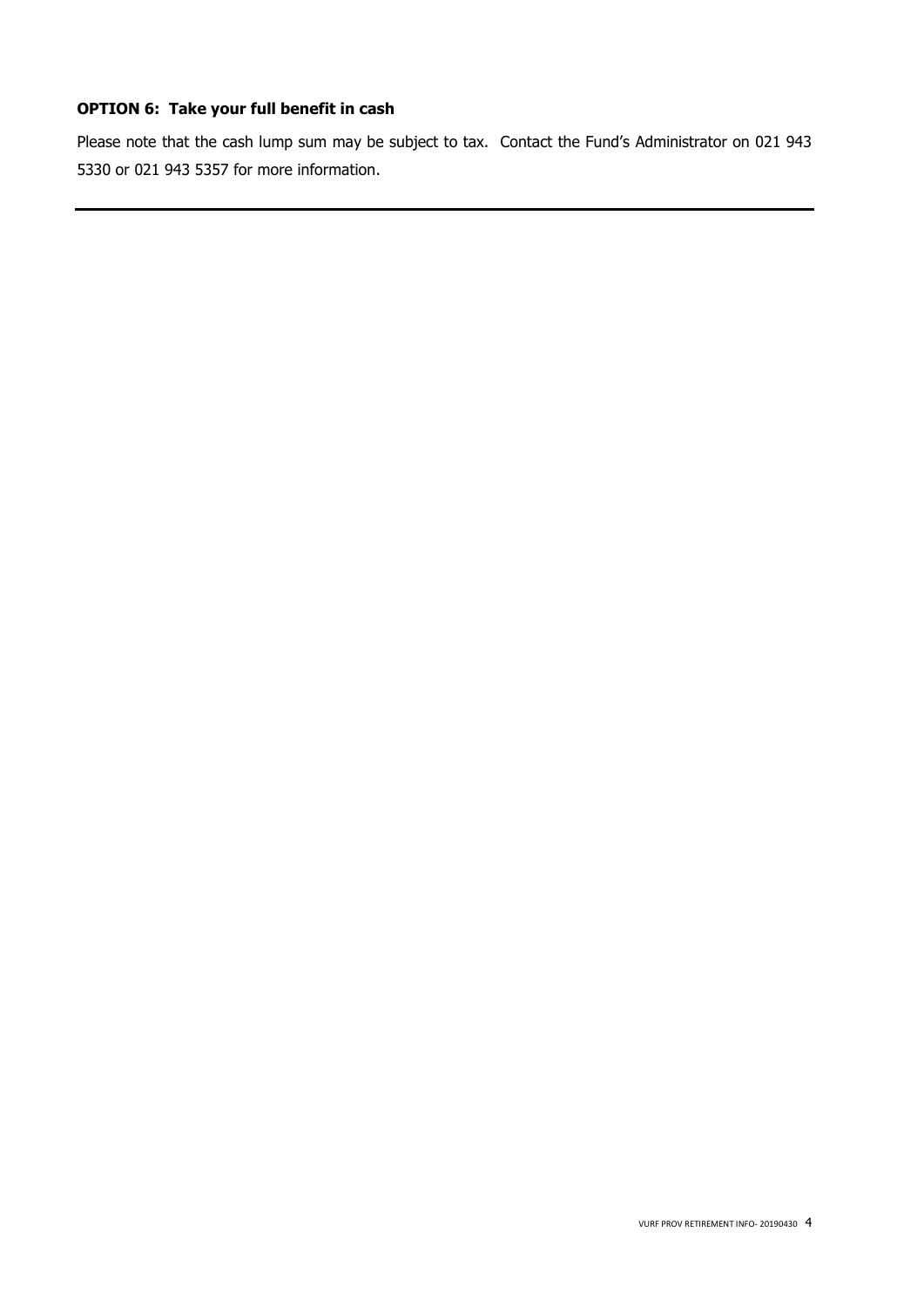**OPTION 6: Take your full benefit in cash**

Please note that the cash lump sum may be subject to tax. Contact the Fund's Administrator on 021 943 5330 or 021 943 5357 for more information.

---